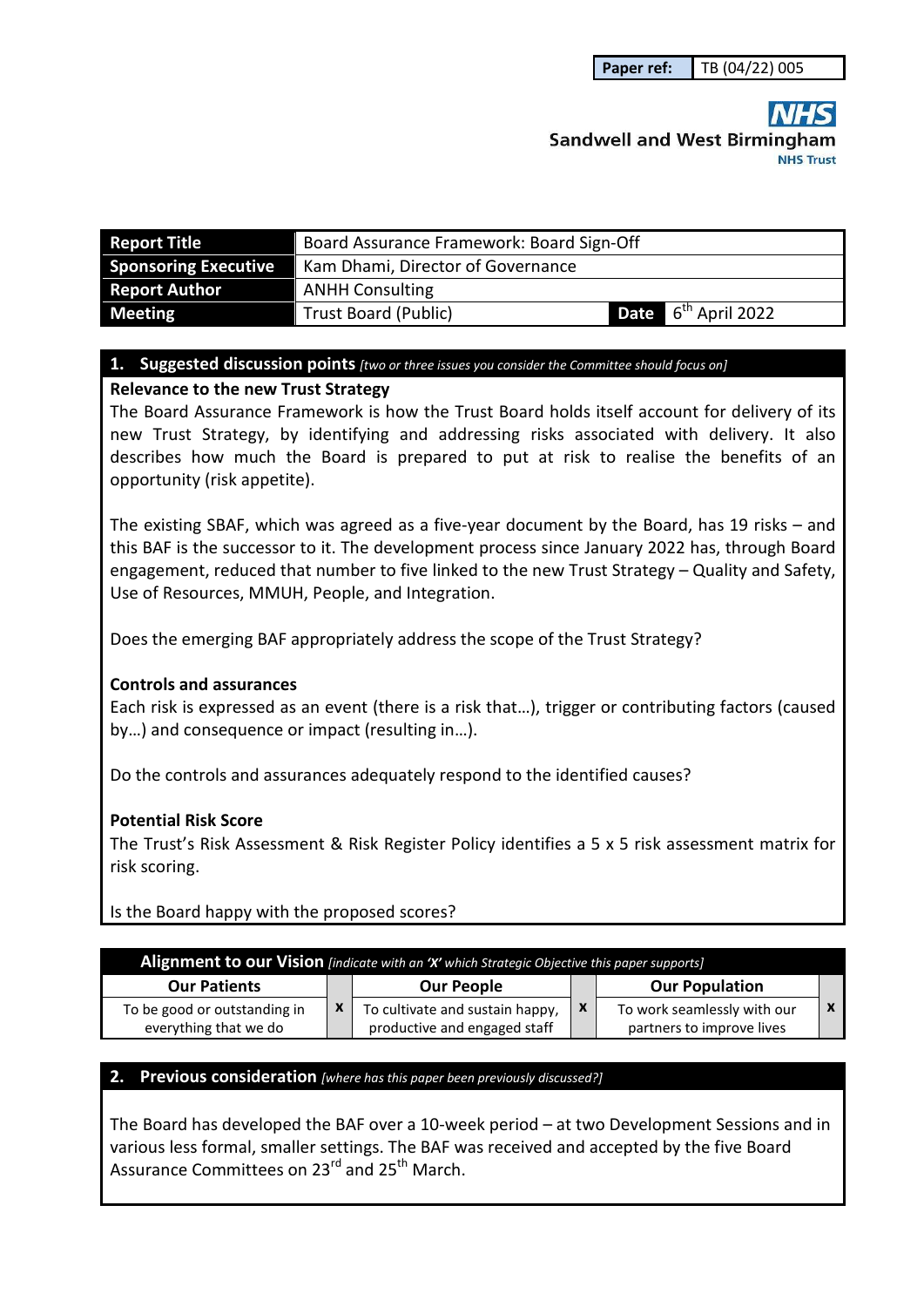| Paper ref: | TB (04/22) 005 |
|---|---|

**NHS**
**Sandwell and West Birmingham**
**NHS Trust**

| Report Title | Board Assurance Framework: Board Sign-Off | | |
|---|---|---|---|
| Sponsoring Executive | Kam Dhami, Director of Governance | | |
| Report Author | ANHH Consulting | | |
| Meeting | Trust Board (Public) | Date | 6th April 2022 |

## 1. Suggested discussion points *[two or three issues you consider the Committee should focus on]*

**Relevance to the new Trust Strategy**

The Board Assurance Framework is how the Trust Board holds itself account for delivery of its new Trust Strategy, by identifying and addressing risks associated with delivery. It also describes how much the Board is prepared to put at risk to realise the benefits of an opportunity (risk appetite).

The existing SBAF, which was agreed as a five-year document by the Board, has 19 risks – and this BAF is the successor to it. The development process since January 2022 has, through Board engagement, reduced that number to five linked to the new Trust Strategy – Quality and Safety, Use of Resources, MMUH, People, and Integration.

Does the emerging BAF appropriately address the scope of the Trust Strategy?

**Controls and assurances**

Each risk is expressed as an event (there is a risk that…), trigger or contributing factors (caused by…) and consequence or impact (resulting in…).

Do the controls and assurances adequately respond to the identified causes?

**Potential Risk Score**

The Trust's Risk Assessment & Risk Register Policy identifies a 5 x 5 risk assessment matrix for risk scoring.

Is the Board happy with the proposed scores?

**Alignment to our Vision** *[indicate with an 'X' which Strategic Objective this paper supports]*

| Our Patients | | Our People | | Our Population | |
|---|---|---|---|---|---|
| To be good or outstanding in everything that we do | x | To cultivate and sustain happy, productive and engaged staff | x | To work seamlessly with our partners to improve lives | x |

## 2. Previous consideration *[where has this paper been previously discussed?]*

The Board has developed the BAF over a 10-week period – at two Development Sessions and in various less formal, smaller settings. The BAF was received and accepted by the five Board Assurance Committees on 23rd and 25th March.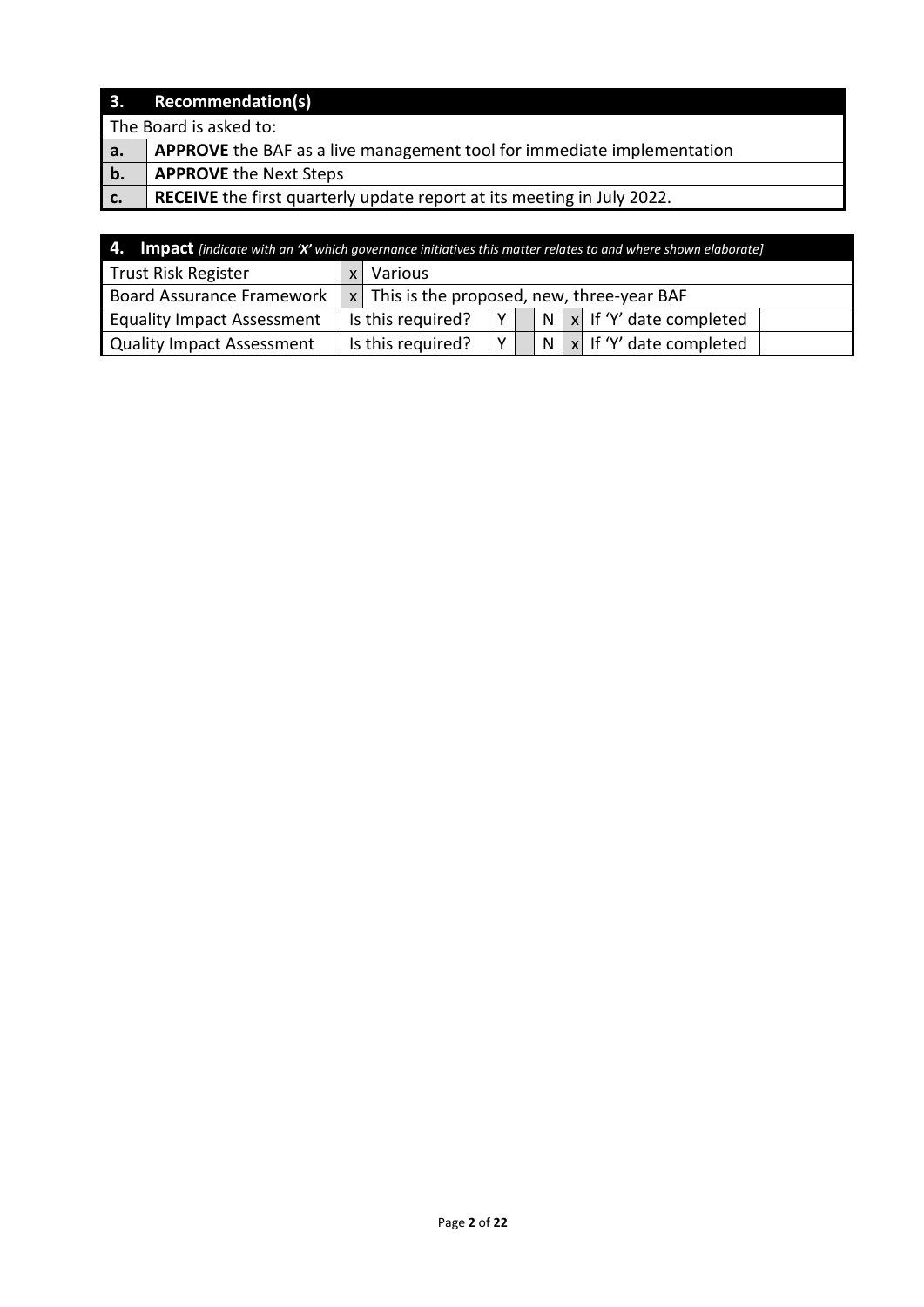## 3. Recommendation(s)

The Board is asked to:

| | |
|---|---|
| **a.** | **APPROVE** the BAF as a live management tool for immediate implementation |
| **b.** | **APPROVE** the Next Steps |
| **c.** | **RECEIVE** the first quarterly update report at its meeting in July 2022. |

## 4. Impact *[indicate with an 'X' which governance initiatives this matter relates to and where shown elaborate]*

| | | | | | | | | |
|---|---|---|---|---|---|---|---|---|
| Trust Risk Register | x | Various | | | | | | |
| Board Assurance Framework | x | This is the proposed, new, three-year BAF | | | | | | |
| Equality Impact Assessment | Is this required? | | Y | | N | x | If 'Y' date completed | |
| Quality Impact Assessment | Is this required? | | Y | | N | x | If 'Y' date completed | |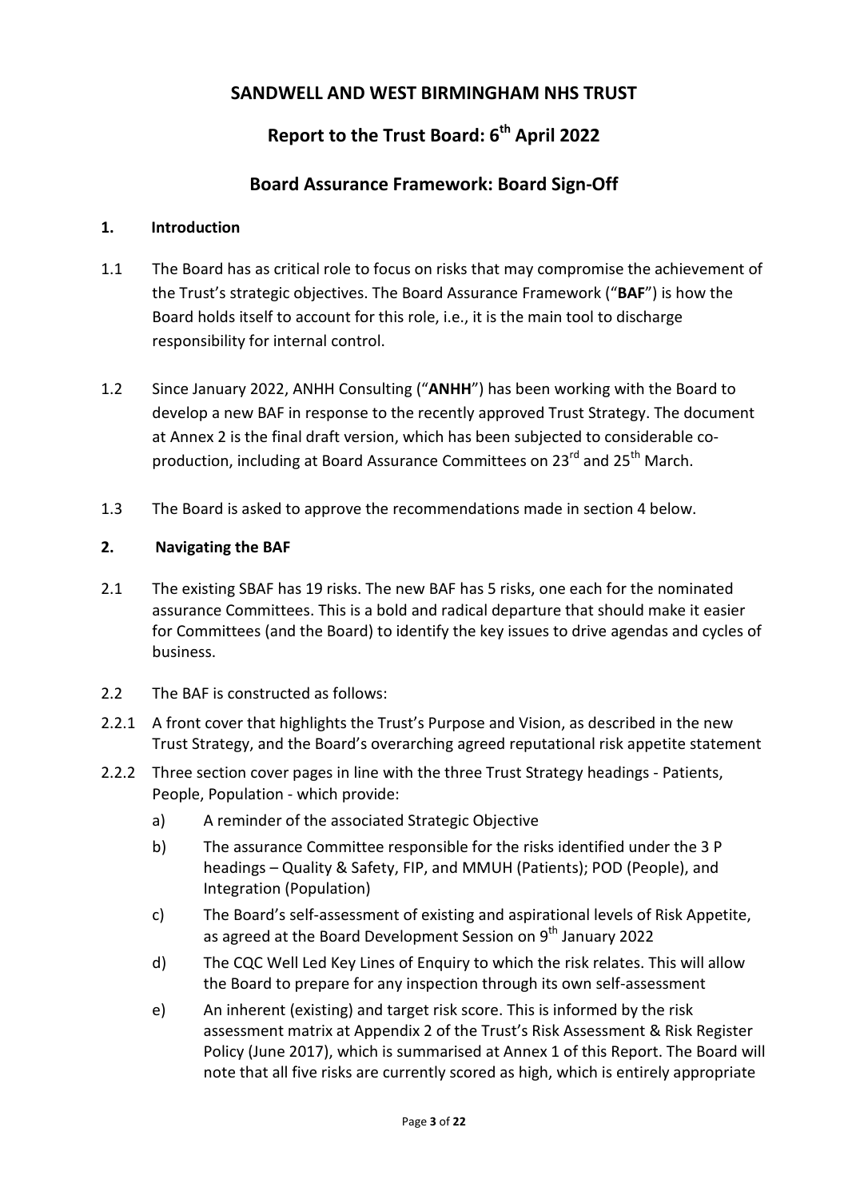# SANDWELL AND WEST BIRMINGHAM NHS TRUST

## Report to the Trust Board: 6th April 2022

## Board Assurance Framework: Board Sign-Off

### 1. Introduction

1.1 The Board has as critical role to focus on risks that may compromise the achievement of the Trust's strategic objectives. The Board Assurance Framework ("**BAF**") is how the Board holds itself to account for this role, i.e., it is the main tool to discharge responsibility for internal control.

1.2 Since January 2022, ANHH Consulting ("**ANHH**") has been working with the Board to develop a new BAF in response to the recently approved Trust Strategy. The document at Annex 2 is the final draft version, which has been subjected to considerable co-production, including at Board Assurance Committees on 23rd and 25th March.

1.3 The Board is asked to approve the recommendations made in section 4 below.

### 2. Navigating the BAF

2.1 The existing SBAF has 19 risks. The new BAF has 5 risks, one each for the nominated assurance Committees. This is a bold and radical departure that should make it easier for Committees (and the Board) to identify the key issues to drive agendas and cycles of business.

2.2 The BAF is constructed as follows:

2.2.1 A front cover that highlights the Trust's Purpose and Vision, as described in the new Trust Strategy, and the Board's overarching agreed reputational risk appetite statement

2.2.2 Three section cover pages in line with the three Trust Strategy headings - Patients, People, Population - which provide:

a) A reminder of the associated Strategic Objective

b) The assurance Committee responsible for the risks identified under the 3 P headings – Quality & Safety, FIP, and MMUH (Patients); POD (People), and Integration (Population)

c) The Board's self-assessment of existing and aspirational levels of Risk Appetite, as agreed at the Board Development Session on 9th January 2022

d) The CQC Well Led Key Lines of Enquiry to which the risk relates. This will allow the Board to prepare for any inspection through its own self-assessment

e) An inherent (existing) and target risk score. This is informed by the risk assessment matrix at Appendix 2 of the Trust's Risk Assessment & Risk Register Policy (June 2017), which is summarised at Annex 1 of this Report. The Board will note that all five risks are currently scored as high, which is entirely appropriate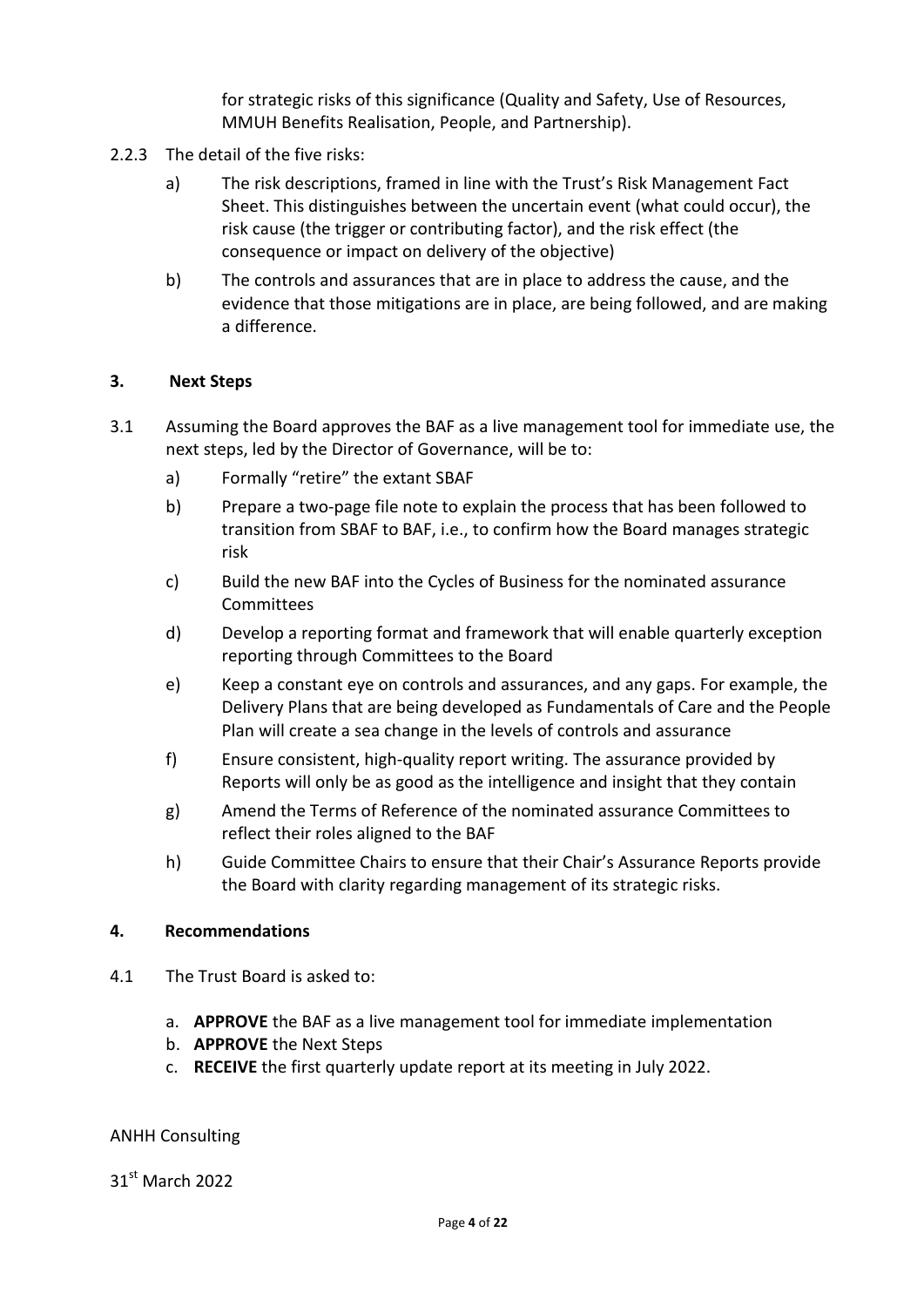for strategic risks of this significance (Quality and Safety, Use of Resources, MMUH Benefits Realisation, People, and Partnership).

2.2.3 The detail of the five risks:

a) The risk descriptions, framed in line with the Trust's Risk Management Fact Sheet. This distinguishes between the uncertain event (what could occur), the risk cause (the trigger or contributing factor), and the risk effect (the consequence or impact on delivery of the objective)

b) The controls and assurances that are in place to address the cause, and the evidence that those mitigations are in place, are being followed, and are making a difference.

### 3. Next Steps

3.1 Assuming the Board approves the BAF as a live management tool for immediate use, the next steps, led by the Director of Governance, will be to:

a) Formally "retire" the extant SBAF

b) Prepare a two-page file note to explain the process that has been followed to transition from SBAF to BAF, i.e., to confirm how the Board manages strategic risk

c) Build the new BAF into the Cycles of Business for the nominated assurance Committees

d) Develop a reporting format and framework that will enable quarterly exception reporting through Committees to the Board

e) Keep a constant eye on controls and assurances, and any gaps. For example, the Delivery Plans that are being developed as Fundamentals of Care and the People Plan will create a sea change in the levels of controls and assurance

f) Ensure consistent, high-quality report writing. The assurance provided by Reports will only be as good as the intelligence and insight that they contain

g) Amend the Terms of Reference of the nominated assurance Committees to reflect their roles aligned to the BAF

h) Guide Committee Chairs to ensure that their Chair's Assurance Reports provide the Board with clarity regarding management of its strategic risks.

### 4. Recommendations

4.1 The Trust Board is asked to:

a. **APPROVE** the BAF as a live management tool for immediate implementation
b. **APPROVE** the Next Steps
c. **RECEIVE** the first quarterly update report at its meeting in July 2022.

ANHH Consulting

31st March 2022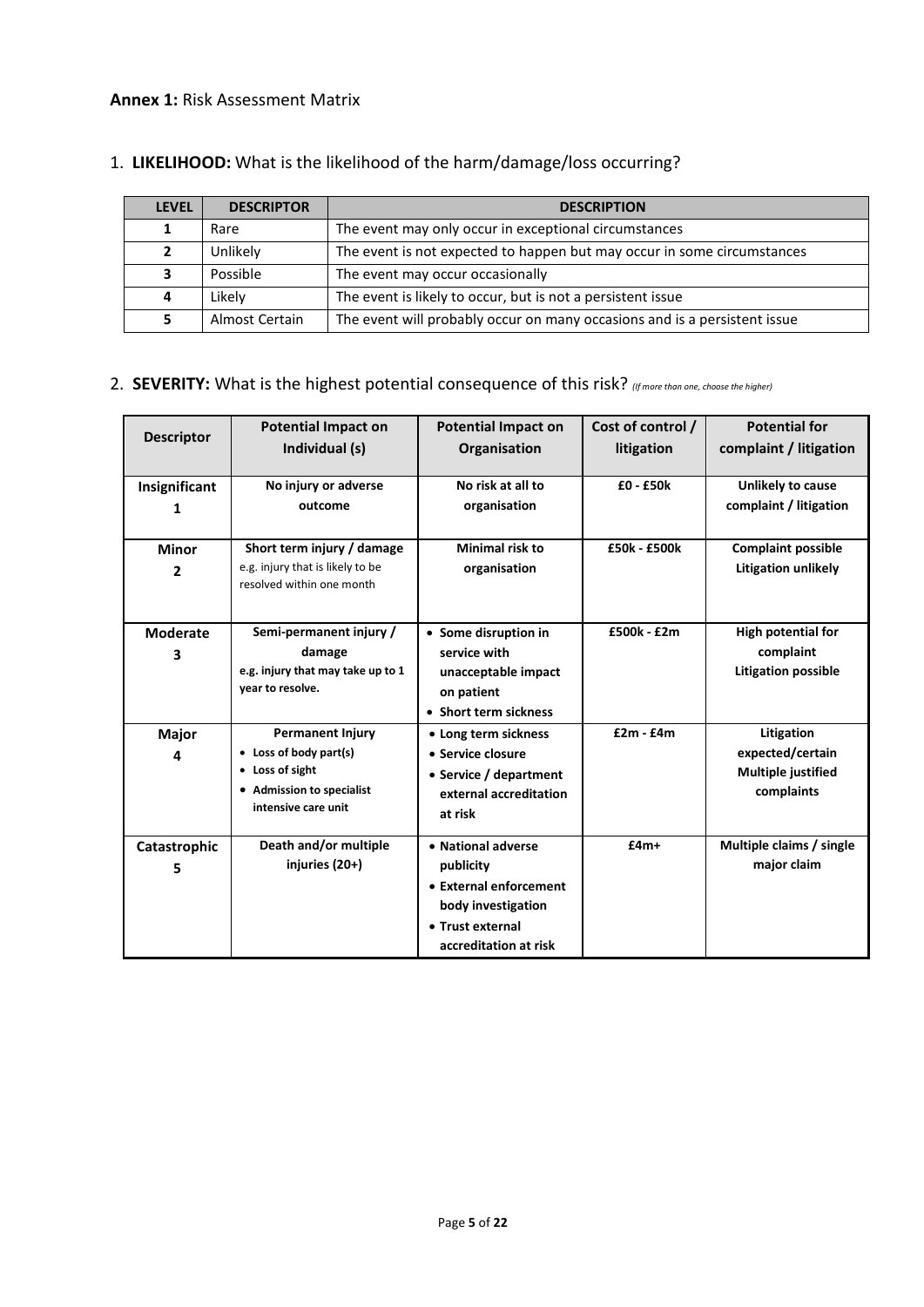**Annex 1:** Risk Assessment Matrix

1. **LIKELIHOOD:** What is the likelihood of the harm/damage/loss occurring?

| LEVEL | DESCRIPTOR | DESCRIPTION |
|---|---|---|
| 1 | Rare | The event may only occur in exceptional circumstances |
| 2 | Unlikely | The event is not expected to happen but may occur in some circumstances |
| 3 | Possible | The event may occur occasionally |
| 4 | Likely | The event is likely to occur, but is not a persistent issue |
| 5 | Almost Certain | The event will probably occur on many occasions and is a persistent issue |

2. **SEVERITY:** What is the highest potential consequence of this risk? *(If more than one, choose the higher)*

| Descriptor | Potential Impact on Individual (s) | Potential Impact on Organisation | Cost of control / litigation | Potential for complaint / litigation |
|---|---|---|---|---|
| **Insignificant 1** | **No injury or adverse outcome** | **No risk at all to organisation** | **£0 - £50k** | **Unlikely to cause complaint / litigation** |
| **Minor 2** | **Short term injury / damage** e.g. injury that is likely to be resolved within one month | **Minimal risk to organisation** | **£50k - £500k** | **Complaint possible** **Litigation unlikely** |
| **Moderate 3** | **Semi-permanent injury / damage** **e.g. injury that may take up to 1 year to resolve.** | • **Some disruption in service with unacceptable impact on patient** • **Short term sickness** | **£500k - £2m** | **High potential for complaint** **Litigation possible** |
| **Major 4** | **Permanent Injury** • **Loss of body part(s)** • **Loss of sight** • **Admission to specialist intensive care unit** | • **Long term sickness** • **Service closure** • **Service / department external accreditation at risk** | **£2m - £4m** | **Litigation expected/certain** **Multiple justified complaints** |
| **Catastrophic 5** | **Death and/or multiple injuries (20+)** | • **National adverse publicity** • **External enforcement body investigation** • **Trust external accreditation at risk** | **£4m+** | **Multiple claims / single major claim** |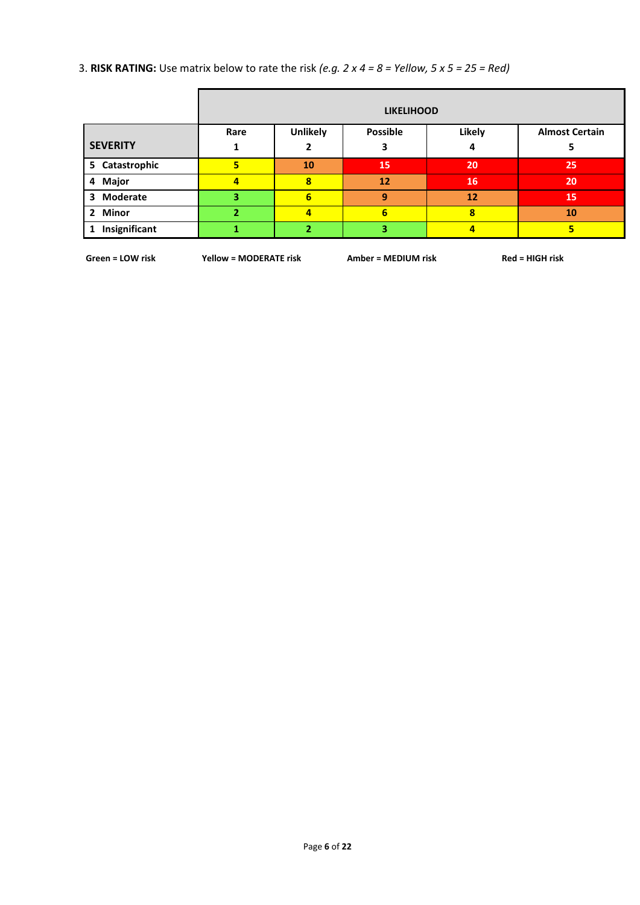3. **RISK RATING:** Use matrix below to rate the risk *(e.g. 2 x 4 = 8 = Yellow, 5 x 5 = 25 = Red)*

| | **LIKELIHOOD** | | | | |
|---|---|---|---|---|---|
| **SEVERITY** | **Rare 1** | **Unlikely 2** | **Possible 3** | **Likely 4** | **Almost Certain 5** |
| **5 Catastrophic** | **5** | **10** | **15** | **20** | **25** |
| **4 Major** | **4** | **8** | **12** | **16** | **20** |
| **3 Moderate** | **3** | **6** | **9** | **12** | **15** |
| **2 Minor** | **2** | **4** | **6** | **8** | **10** |
| **1 Insignificant** | **1** | **2** | **3** | **4** | **5** |

**Green = LOW risk** **Yellow = MODERATE risk** **Amber = MEDIUM risk** **Red = HIGH risk**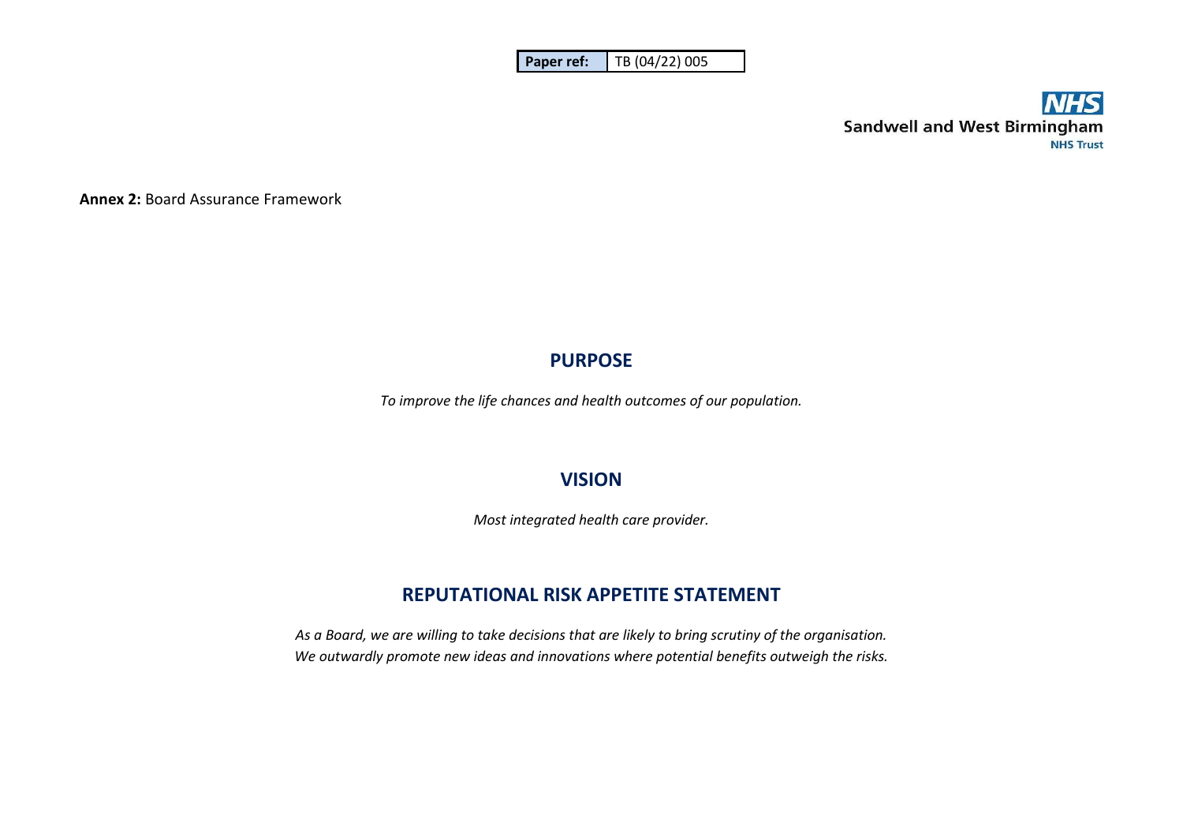| Paper ref: | TB (04/22) 005 |
| --- | --- |

Sandwell and West Birmingham NHS Trust

**Annex 2:** Board Assurance Framework

## PURPOSE

*To improve the life chances and health outcomes of our population.*

## VISION

*Most integrated health care provider.*

## REPUTATIONAL RISK APPETITE STATEMENT

*As a Board, we are willing to take decisions that are likely to bring scrutiny of the organisation. We outwardly promote new ideas and innovations where potential benefits outweigh the risks.*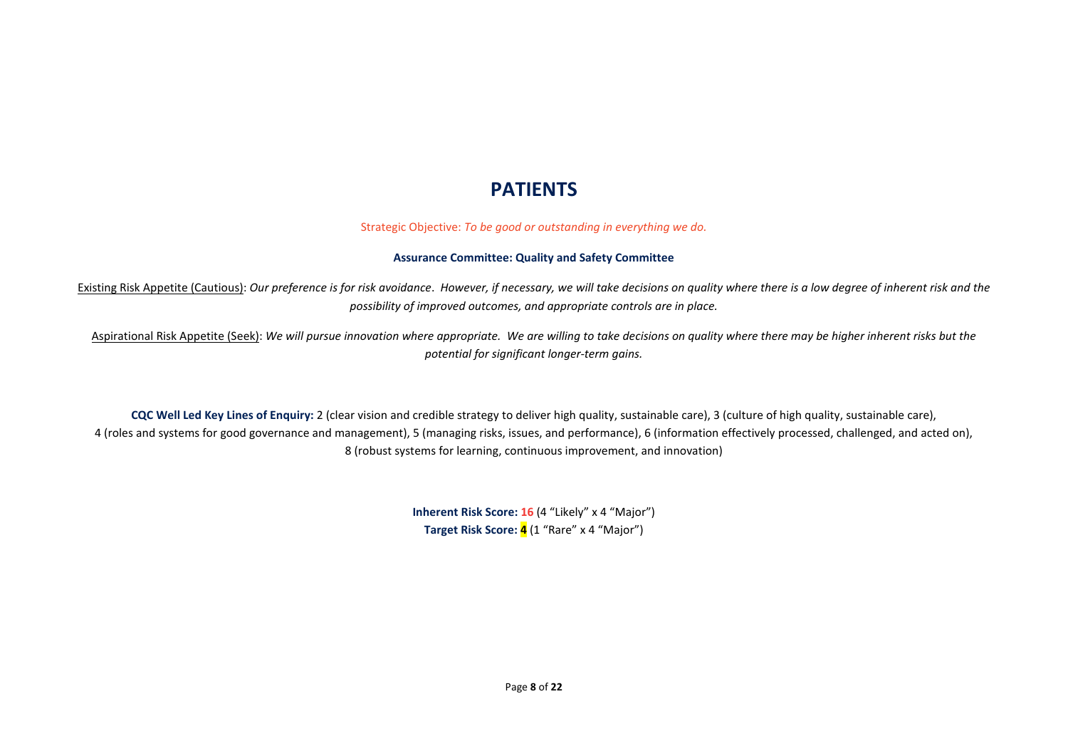# PATIENTS

Strategic Objective: *To be good or outstanding in everything we do.*

**Assurance Committee: Quality and Safety Committee**

Existing Risk Appetite (Cautious): *Our preference is for risk avoidance. However, if necessary, we will take decisions on quality where there is a low degree of inherent risk and the possibility of improved outcomes, and appropriate controls are in place.*

Aspirational Risk Appetite (Seek): *We will pursue innovation where appropriate. We are willing to take decisions on quality where there may be higher inherent risks but the potential for significant longer-term gains.*

**CQC Well Led Key Lines of Enquiry:** 2 (clear vision and credible strategy to deliver high quality, sustainable care), 3 (culture of high quality, sustainable care), 4 (roles and systems for good governance and management), 5 (managing risks, issues, and performance), 6 (information effectively processed, challenged, and acted on), 8 (robust systems for learning, continuous improvement, and innovation)

**Inherent Risk Score:** **16** (4 "Likely" x 4 "Major")
**Target Risk Score:** **4** (1 "Rare" x 4 "Major")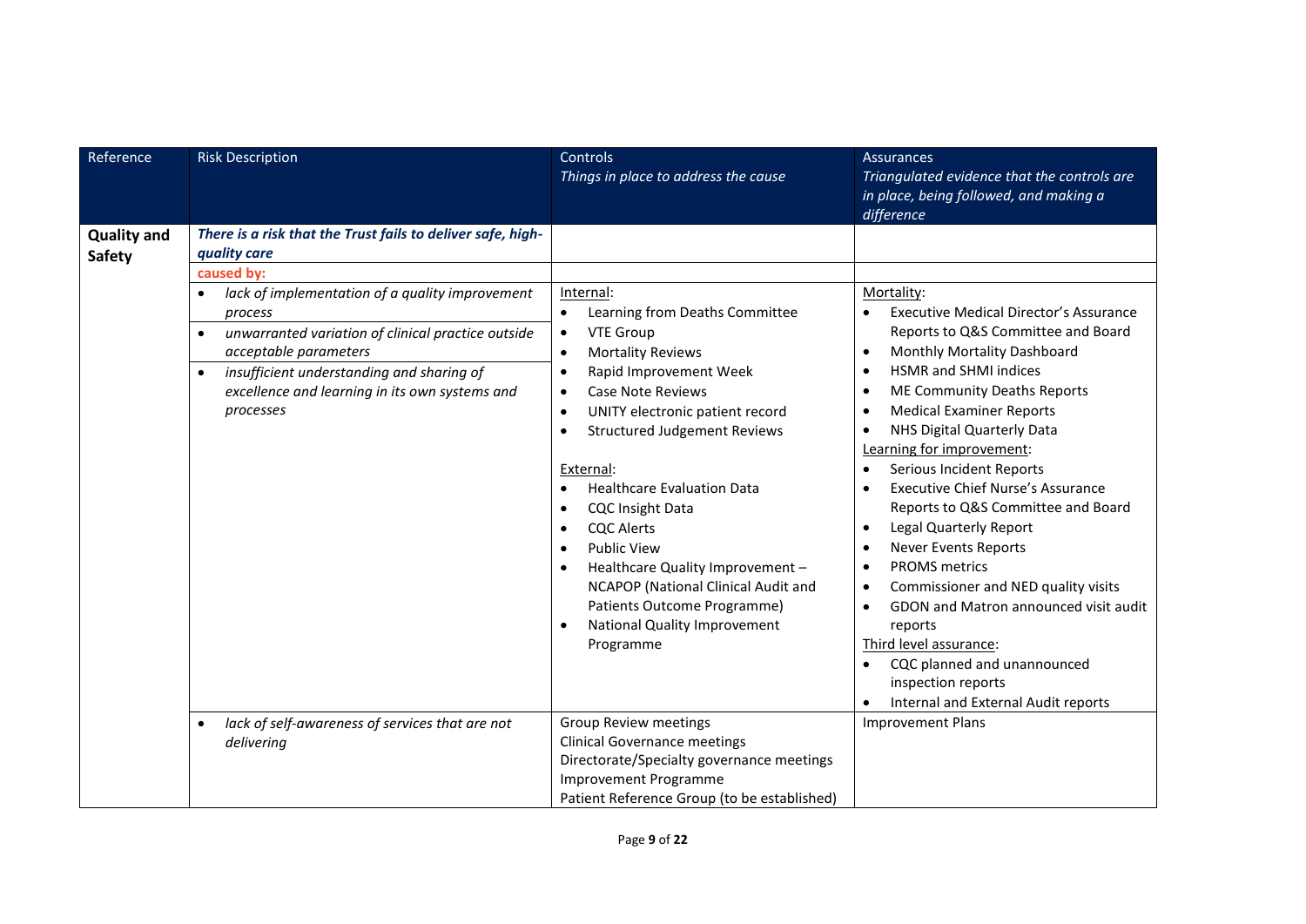| Reference | Risk Description | Controls<br>*Things in place to address the cause* | Assurances<br>*Triangulated evidence that the controls are in place, being followed, and making a difference* |
|---|---|---|---|
| **Quality and Safety** | ***There is a risk that the Trust fails to deliver safe, high-quality care*** | | |
| | **caused by:** | | |
| | • *lack of implementation of a quality improvement process*<br>• *unwarranted variation of clinical practice outside acceptable parameters*<br>• *insufficient understanding and sharing of excellence and learning in its own systems and processes* | Internal:<br>• Learning from Deaths Committee<br>• VTE Group<br>• Mortality Reviews<br>• Rapid Improvement Week<br>• Case Note Reviews<br>• UNITY electronic patient record<br>• Structured Judgement Reviews<br><br>External:<br>• Healthcare Evaluation Data<br>• CQC Insight Data<br>• CQC Alerts<br>• Public View<br>• Healthcare Quality Improvement – NCAPOP (National Clinical Audit and Patients Outcome Programme)<br>• National Quality Improvement Programme | Mortality:<br>• Executive Medical Director's Assurance Reports to Q&S Committee and Board<br>• Monthly Mortality Dashboard<br>• HSMR and SHMI indices<br>• ME Community Deaths Reports<br>• Medical Examiner Reports<br>• NHS Digital Quarterly Data<br>Learning for improvement:<br>• Serious Incident Reports<br>• Executive Chief Nurse's Assurance Reports to Q&S Committee and Board<br>• Legal Quarterly Report<br>• Never Events Reports<br>• PROMS metrics<br>• Commissioner and NED quality visits<br>• GDON and Matron announced visit audit reports<br>Third level assurance:<br>• CQC planned and unannounced inspection reports<br>• Internal and External Audit reports |
| | • *lack of self-awareness of services that are not delivering* | Group Review meetings<br>Clinical Governance meetings<br>Directorate/Specialty governance meetings<br>Improvement Programme<br>Patient Reference Group (to be established) | Improvement Plans |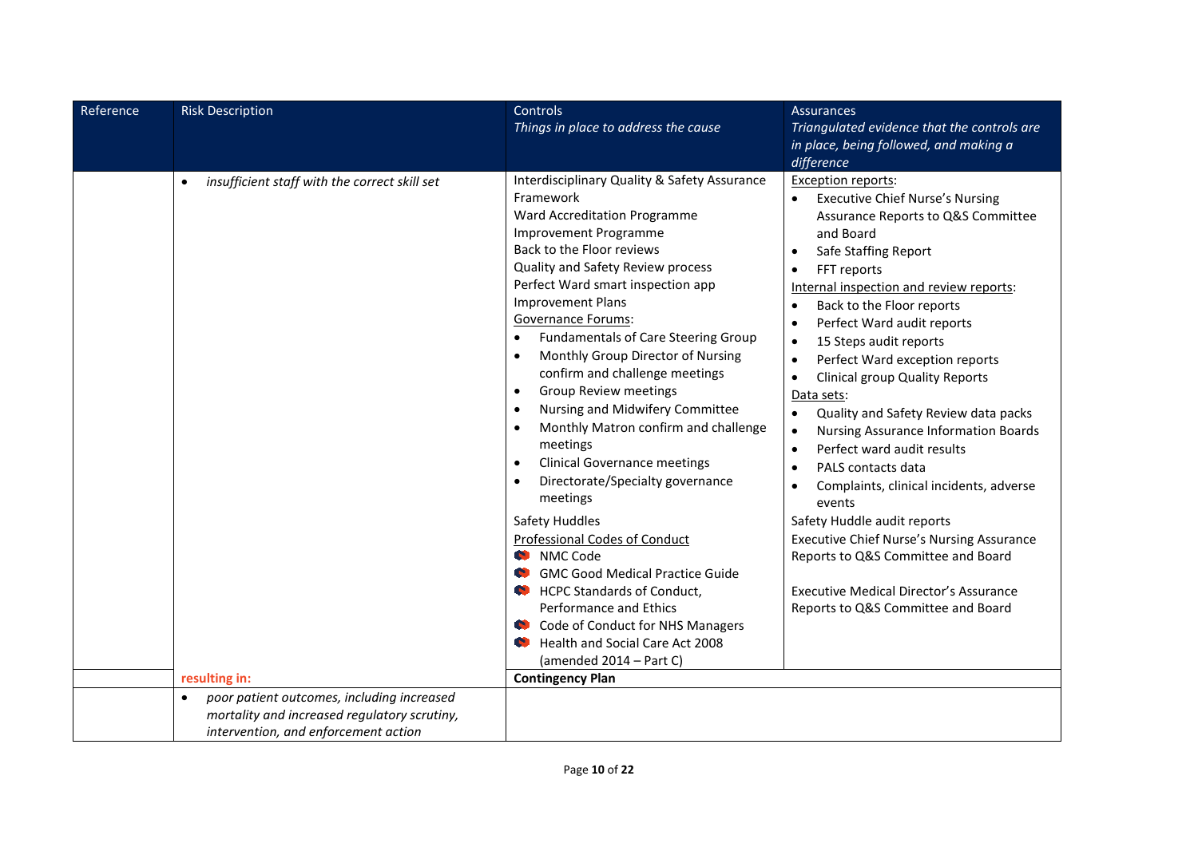| Reference | Risk Description | Controls<br>*Things in place to address the cause* | Assurances<br>*Triangulated evidence that the controls are in place, being followed, and making a difference* |
|---|---|---|---|
| | • *insufficient staff with the correct skill set* | Interdisciplinary Quality & Safety Assurance Framework<br>Ward Accreditation Programme<br>Improvement Programme<br>Back to the Floor reviews<br>Quality and Safety Review process<br>Perfect Ward smart inspection app<br>Improvement Plans<br>Governance Forums:<br>• Fundamentals of Care Steering Group<br>• Monthly Group Director of Nursing confirm and challenge meetings<br>• Group Review meetings<br>• Nursing and Midwifery Committee<br>• Monthly Matron confirm and challenge meetings<br>• Clinical Governance meetings<br>• Directorate/Specialty governance meetings<br>Safety Huddles<br>Professional Codes of Conduct<br>• NMC Code<br>• GMC Good Medical Practice Guide<br>• HCPC Standards of Conduct, Performance and Ethics<br>• Code of Conduct for NHS Managers<br>• Health and Social Care Act 2008 (amended 2014 – Part C) | Exception reports:<br>• Executive Chief Nurse's Nursing Assurance Reports to Q&S Committee and Board<br>• Safe Staffing Report<br>• FFT reports<br>Internal inspection and review reports:<br>• Back to the Floor reports<br>• Perfect Ward audit reports<br>• 15 Steps audit reports<br>• Perfect Ward exception reports<br>• Clinical group Quality Reports<br>Data sets:<br>• Quality and Safety Review data packs<br>• Nursing Assurance Information Boards<br>• Perfect ward audit results<br>• PALS contacts data<br>• Complaints, clinical incidents, adverse events<br>Safety Huddle audit reports<br>Executive Chief Nurse's Nursing Assurance Reports to Q&S Committee and Board<br><br>Executive Medical Director's Assurance Reports to Q&S Committee and Board |
| | **resulting in:** | **Contingency Plan** | |
| | • *poor patient outcomes, including increased mortality and increased regulatory scrutiny, intervention, and enforcement action* | | |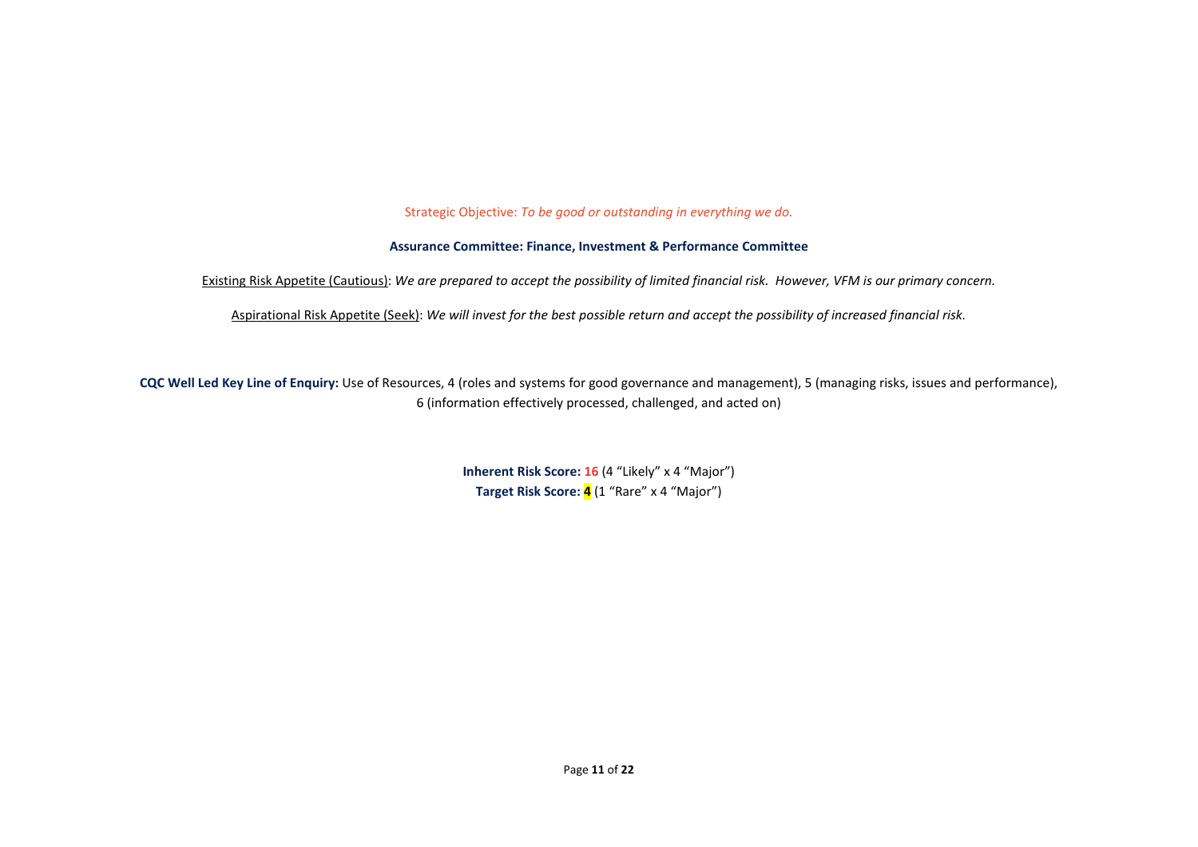Strategic Objective: *To be good or outstanding in everything we do.*

**Assurance Committee: Finance, Investment & Performance Committee**

Existing Risk Appetite (Cautious): *We are prepared to accept the possibility of limited financial risk. However, VFM is our primary concern.*

Aspirational Risk Appetite (Seek): *We will invest for the best possible return and accept the possibility of increased financial risk.*

**CQC Well Led Key Line of Enquiry:** Use of Resources, 4 (roles and systems for good governance and management), 5 (managing risks, issues and performance), 6 (information effectively processed, challenged, and acted on)

**Inherent Risk Score: 16** (4 "Likely" x 4 "Major")
**Target Risk Score: 4** (1 "Rare" x 4 "Major")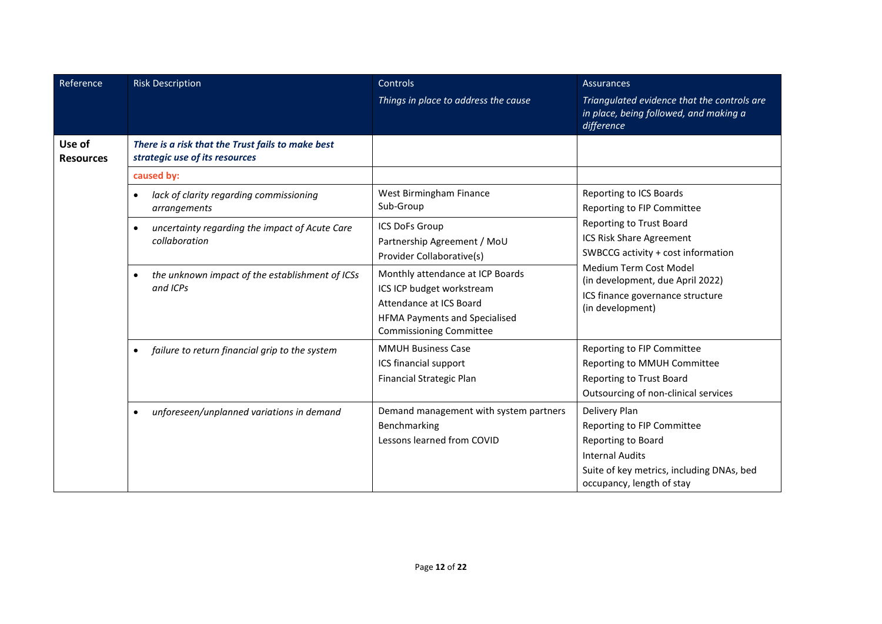| Reference | Risk Description | Controls<br>*Things in place to address the cause* | Assurances<br>*Triangulated evidence that the controls are in place, being followed, and making a difference* |
|---|---|---|---|
| **Use of Resources** | ***There is a risk that the Trust fails to make best strategic use of its resources*** | | |
| | **caused by:** | | |
| | • *lack of clarity regarding commissioning arrangements* | West Birmingham Finance Sub-Group | Reporting to ICS Boards<br>Reporting to FIP Committee<br>Reporting to Trust Board<br>ICS Risk Share Agreement<br>SWBCCG activity + cost information<br>Medium Term Cost Model (in development, due April 2022)<br>ICS finance governance structure (in development) |
| | • *uncertainty regarding the impact of Acute Care collaboration* | ICS DoFs Group<br>Partnership Agreement / MoU<br>Provider Collaborative(s) | |
| | • *the unknown impact of the establishment of ICSs and ICPs* | Monthly attendance at ICP Boards<br>ICS ICP budget workstream<br>Attendance at ICS Board<br>HFMA Payments and Specialised Commissioning Committee | |
| | • *failure to return financial grip to the system* | MMUH Business Case<br>ICS financial support<br>Financial Strategic Plan | Reporting to FIP Committee<br>Reporting to MMUH Committee<br>Reporting to Trust Board<br>Outsourcing of non-clinical services |
| | • *unforeseen/unplanned variations in demand* | Demand management with system partners<br>Benchmarking<br>Lessons learned from COVID | Delivery Plan<br>Reporting to FIP Committee<br>Reporting to Board<br>Internal Audits<br>Suite of key metrics, including DNAs, bed occupancy, length of stay |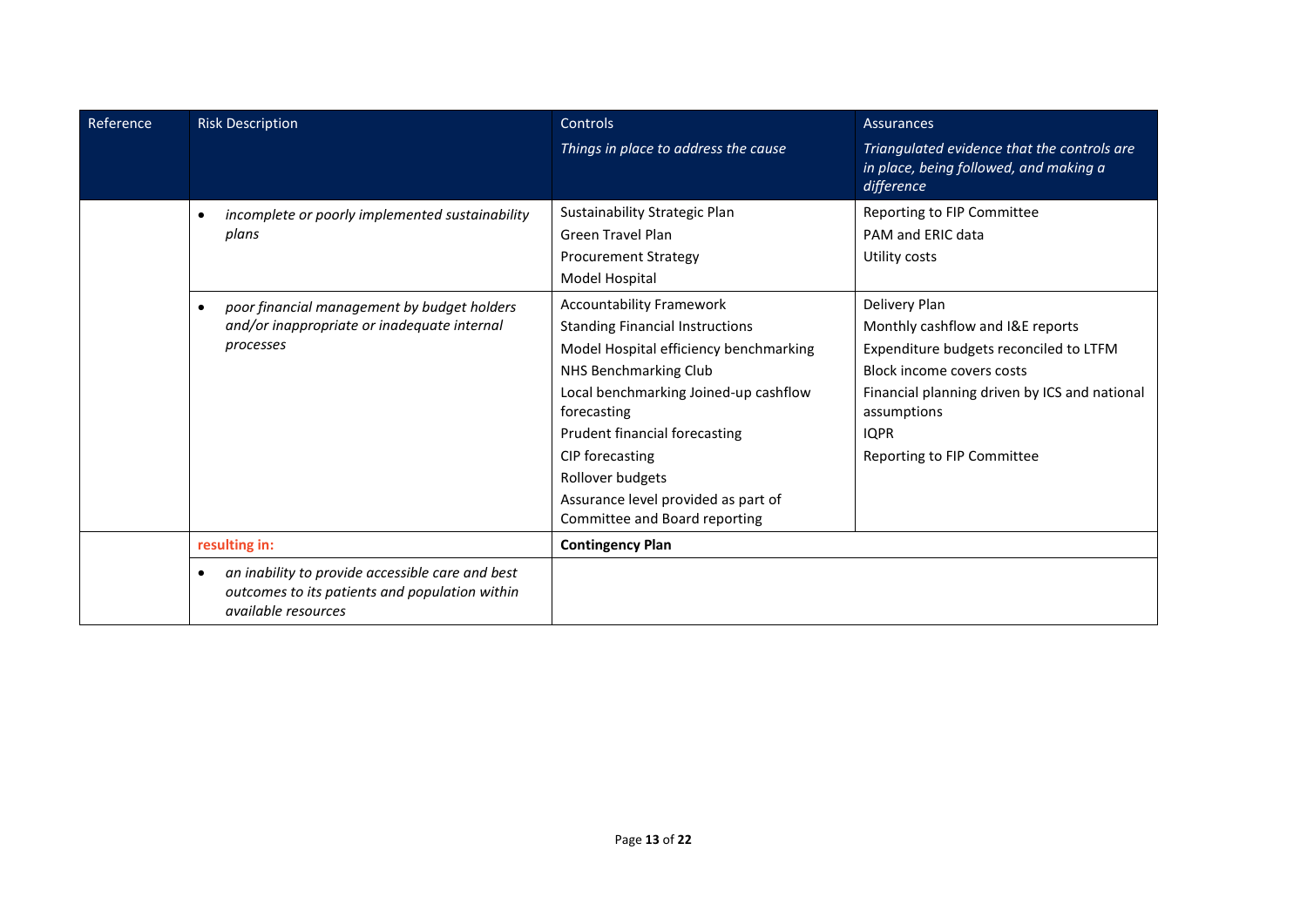| Reference | Risk Description | Controls<br>*Things in place to address the cause* | Assurances<br>*Triangulated evidence that the controls are in place, being followed, and making a difference* |
|---|---|---|---|
| | • *incomplete or poorly implemented sustainability plans* | Sustainability Strategic Plan<br>Green Travel Plan<br>Procurement Strategy<br>Model Hospital | Reporting to FIP Committee<br>PAM and ERIC data<br>Utility costs |
| | • *poor financial management by budget holders and/or inappropriate or inadequate internal processes* | Accountability Framework<br>Standing Financial Instructions<br>Model Hospital efficiency benchmarking<br>NHS Benchmarking Club<br>Local benchmarking Joined-up cashflow forecasting<br>Prudent financial forecasting<br>CIP forecasting<br>Rollover budgets<br>Assurance level provided as part of Committee and Board reporting | Delivery Plan<br>Monthly cashflow and I&E reports<br>Expenditure budgets reconciled to LTFM<br>Block income covers costs<br>Financial planning driven by ICS and national assumptions<br>IQPR<br>Reporting to FIP Committee |
| | **resulting in:** | **Contingency Plan** | |
| | • *an inability to provide accessible care and best outcomes to its patients and population within available resources* | | |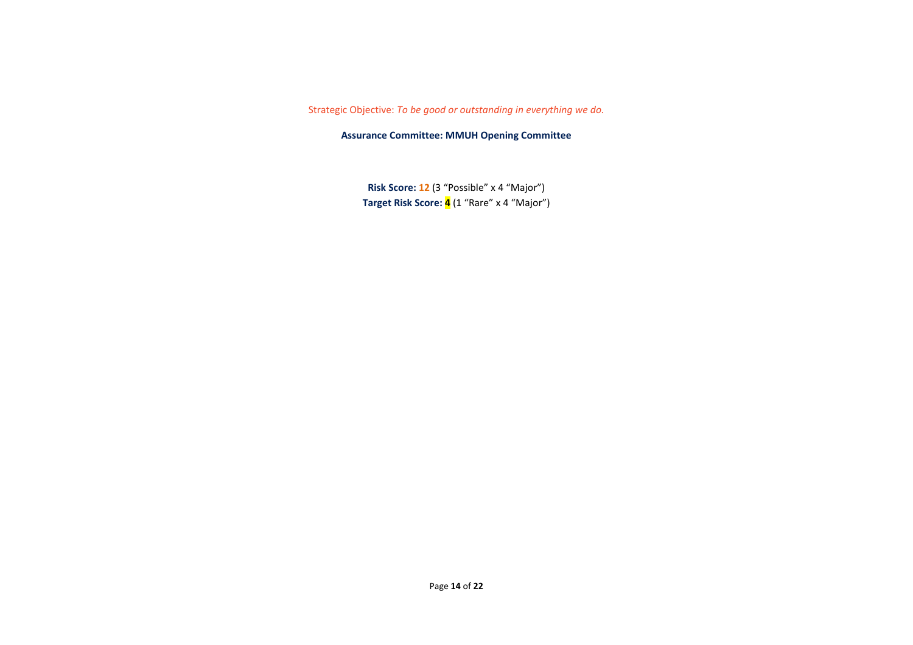Strategic Objective: *To be good or outstanding in everything we do.*

**Assurance Committee: MMUH Opening Committee**

**Risk Score: 12** (3 “Possible” x 4 “Major”)
**Target Risk Score: 4** (1 “Rare” x 4 “Major”)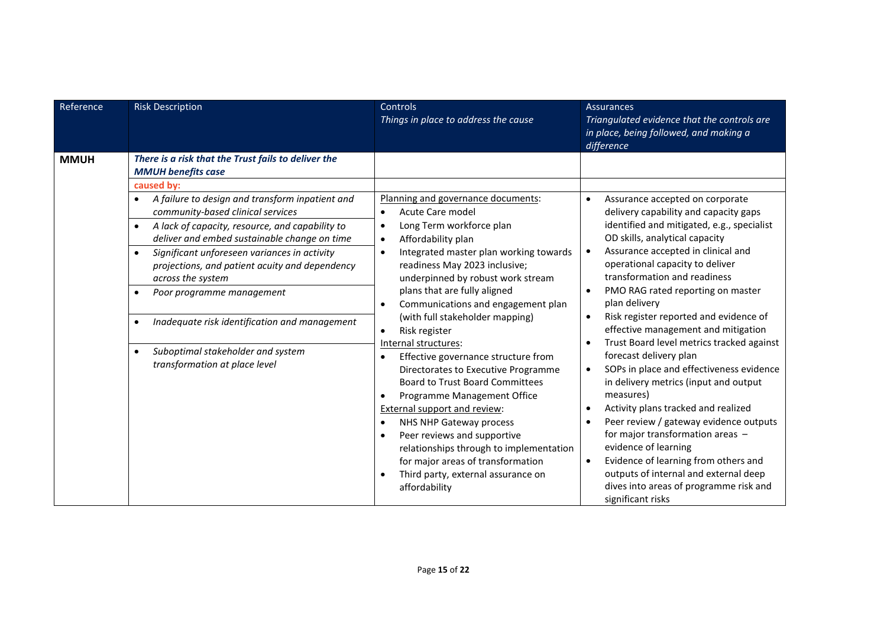| Reference | Risk Description | Controls<br>*Things in place to address the cause* | Assurances<br>*Triangulated evidence that the controls are in place, being followed, and making a difference* |
|---|---|---|---|
| **MMUH** | ***There is a risk that the Trust fails to deliver the MMUH benefits case*** | | |
| | **caused by:** | | |
| | • *A failure to design and transform inpatient and community-based clinical services*<br>• *A lack of capacity, resource, and capability to deliver and embed sustainable change on time*<br>• *Significant unforeseen variances in activity projections, and patient acuity and dependency across the system*<br>• *Poor programme management*<br>• *Inadequate risk identification and management*<br>• *Suboptimal stakeholder and system transformation at place level* | Planning and governance documents:<br>• Acute Care model<br>• Long Term workforce plan<br>• Affordability plan<br>• Integrated master plan working towards readiness May 2023 inclusive; underpinned by robust work stream plans that are fully aligned<br>• Communications and engagement plan (with full stakeholder mapping)<br>• Risk register<br>Internal structures:<br>• Effective governance structure from Directorates to Executive Programme Board to Trust Board Committees<br>• Programme Management Office<br>External support and review:<br>• NHS NHP Gateway process<br>• Peer reviews and supportive relationships through to implementation for major areas of transformation<br>• Third party, external assurance on affordability | • Assurance accepted on corporate delivery capability and capacity gaps identified and mitigated, e.g., specialist OD skills, analytical capacity<br>• Assurance accepted in clinical and operational capacity to deliver transformation and readiness<br>• PMO RAG rated reporting on master plan delivery<br>• Risk register reported and evidence of effective management and mitigation<br>• Trust Board level metrics tracked against forecast delivery plan<br>• SOPs in place and effectiveness evidence in delivery metrics (input and output measures)<br>• Activity plans tracked and realized<br>• Peer review / gateway evidence outputs for major transformation areas – evidence of learning<br>• Evidence of learning from others and outputs of internal and external deep dives into areas of programme risk and significant risks |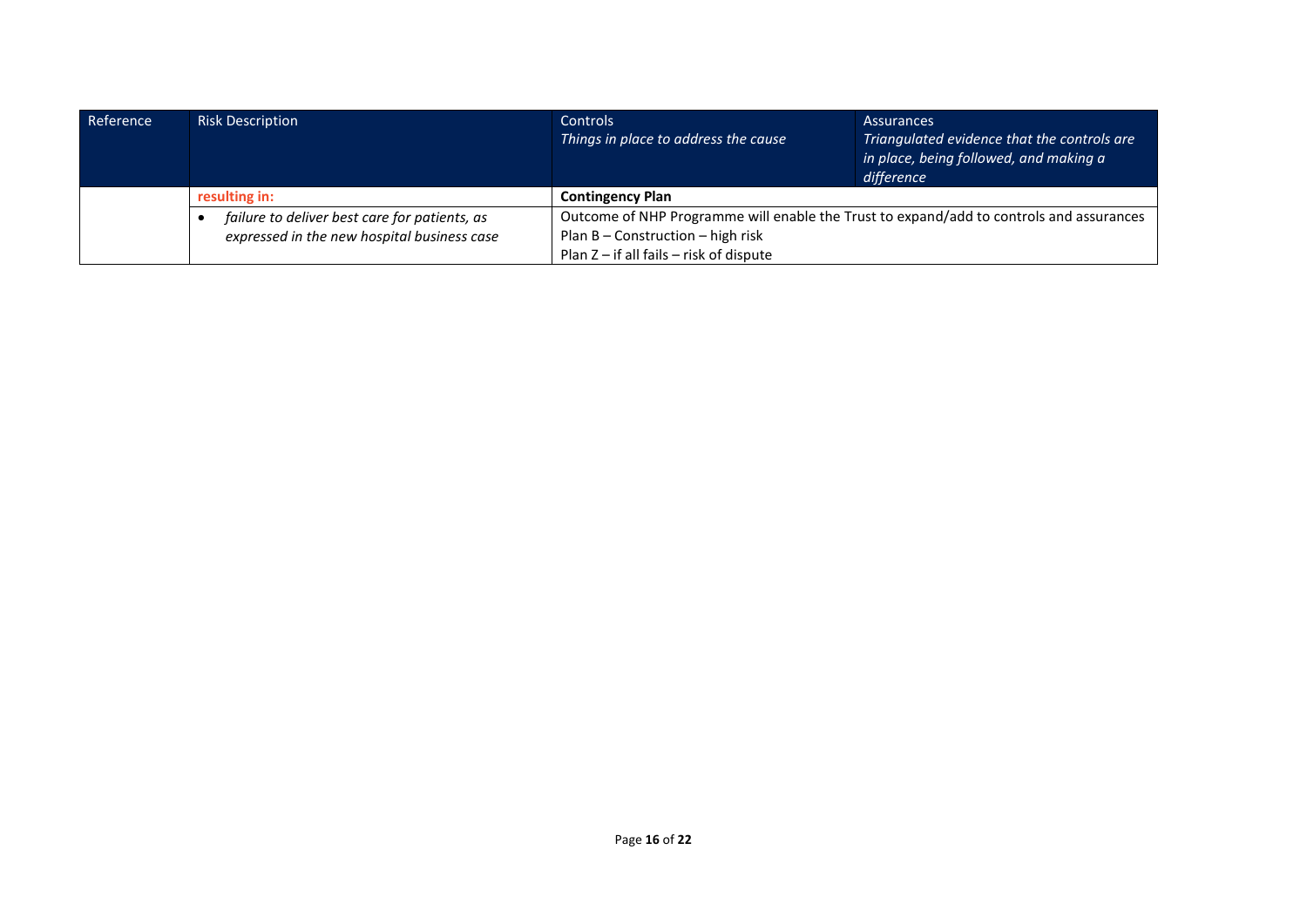| Reference | Risk Description | Controls<br>*Things in place to address the cause* | Assurances<br>*Triangulated evidence that the controls are in place, being followed, and making a difference* |
|---|---|---|---|
| | **resulting in:** | **Contingency Plan** | |
| | • *failure to deliver best care for patients, as expressed in the new hospital business case* | Outcome of NHP Programme will enable the Trust to expand/add to controls and assurances<br>Plan B – Construction – high risk<br>Plan Z – if all fails – risk of dispute | |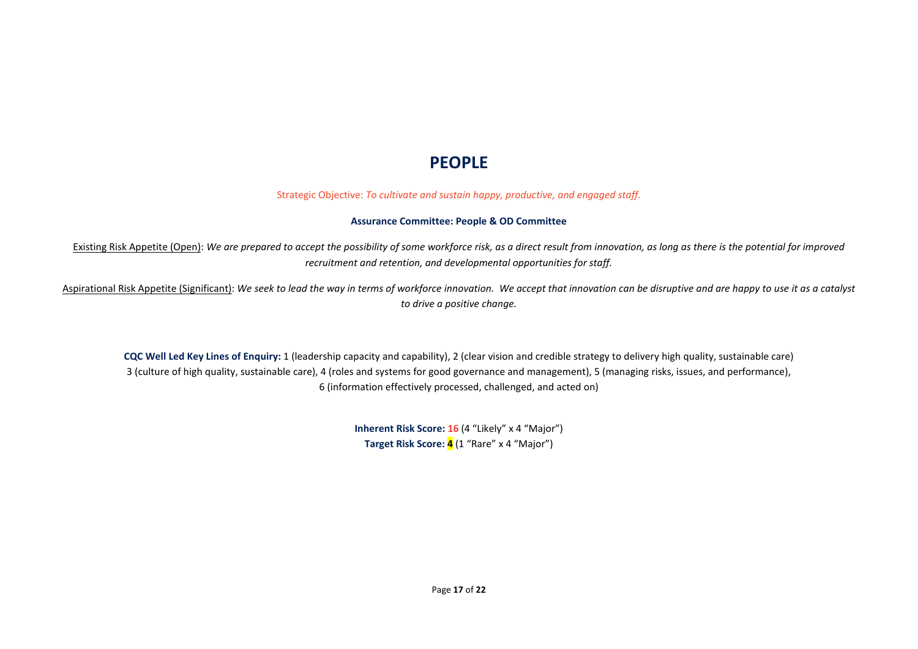# PEOPLE

Strategic Objective: *To cultivate and sustain happy, productive, and engaged staff.*

**Assurance Committee: People & OD Committee**

Existing Risk Appetite (Open): *We are prepared to accept the possibility of some workforce risk, as a direct result from innovation, as long as there is the potential for improved recruitment and retention, and developmental opportunities for staff.*

Aspirational Risk Appetite (Significant): *We seek to lead the way in terms of workforce innovation. We accept that innovation can be disruptive and are happy to use it as a catalyst to drive a positive change.*

**CQC Well Led Key Lines of Enquiry:** 1 (leadership capacity and capability), 2 (clear vision and credible strategy to delivery high quality, sustainable care) 3 (culture of high quality, sustainable care), 4 (roles and systems for good governance and management), 5 (managing risks, issues, and performance), 6 (information effectively processed, challenged, and acted on)

**Inherent Risk Score:** **16** (4 "Likely" x 4 "Major")
**Target Risk Score:** **4** (1 "Rare" x 4 "Major")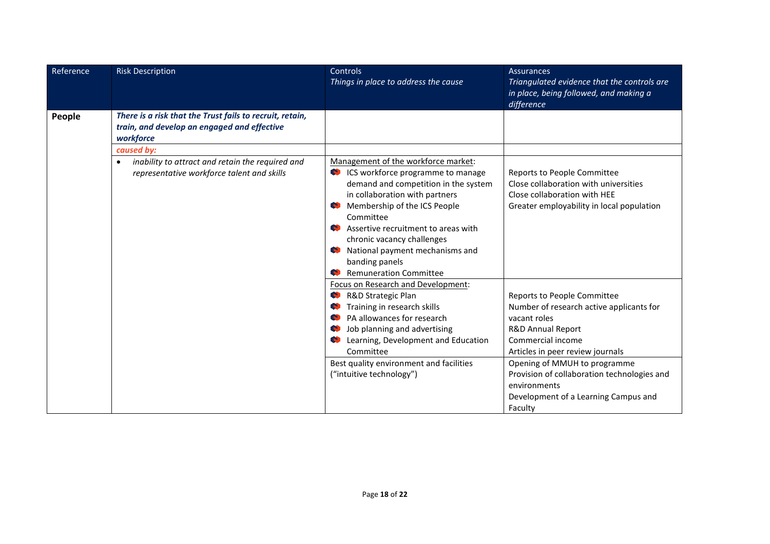| Reference | Risk Description | Controls<br>*Things in place to address the cause* | Assurances<br>*Triangulated evidence that the controls are in place, being followed, and making a difference* |
|---|---|---|---|
| **People** | ***There is a risk that the Trust fails to recruit, retain, train, and develop an engaged and effective workforce*** | | |
| | ***caused by:*** | | |
| | • *inability to attract and retain the required and representative workforce talent and skills* | Management of the workforce market:<br>• ICS workforce programme to manage demand and competition in the system in collaboration with partners<br>• Membership of the ICS People Committee<br>• Assertive recruitment to areas with chronic vacancy challenges<br>• National payment mechanisms and banding panels<br>• Remuneration Committee | Reports to People Committee<br>Close collaboration with universities<br>Close collaboration with HEE<br>Greater employability in local population |
| | | Focus on Research and Development:<br>• R&D Strategic Plan<br>• Training in research skills<br>• PA allowances for research<br>• Job planning and advertising<br>• Learning, Development and Education Committee | Reports to People Committee<br>Number of research active applicants for vacant roles<br>R&D Annual Report<br>Commercial income<br>Articles in peer review journals |
| | | Best quality environment and facilities ("intuitive technology") | Opening of MMUH to programme<br>Provision of collaboration technologies and environments<br>Development of a Learning Campus and Faculty |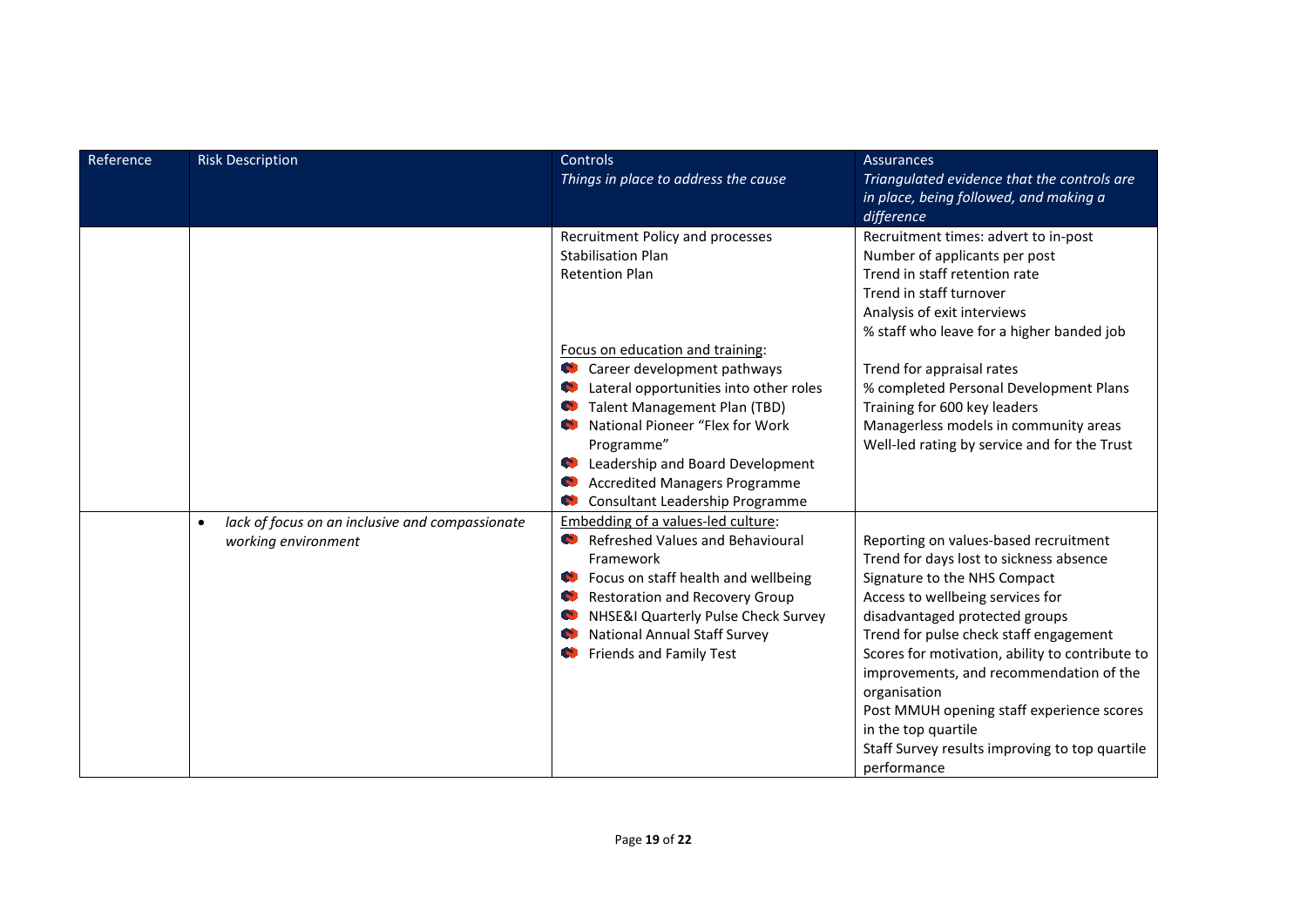| Reference | Risk Description | Controls<br>*Things in place to address the cause* | Assurances<br>*Triangulated evidence that the controls are in place, being followed, and making a difference* |
|---|---|---|---|
| | | Recruitment Policy and processes<br>Stabilisation Plan<br>Retention Plan<br><br><u>Focus on education and training</u>:<br>• Career development pathways<br>• Lateral opportunities into other roles<br>• Talent Management Plan (TBD)<br>• National Pioneer "Flex for Work Programme"<br>• Leadership and Board Development<br>• Accredited Managers Programme<br>• Consultant Leadership Programme | Recruitment times: advert to in-post<br>Number of applicants per post<br>Trend in staff retention rate<br>Trend in staff turnover<br>Analysis of exit interviews<br>% staff who leave for a higher banded job<br><br>Trend for appraisal rates<br>% completed Personal Development Plans<br>Training for 600 key leaders<br>Managerless models in community areas<br>Well-led rating by service and for the Trust |
| | • *lack of focus on an inclusive and compassionate working environment* | <u>Embedding of a values-led culture</u>:<br>• Refreshed Values and Behavioural Framework<br>• Focus on staff health and wellbeing<br>• Restoration and Recovery Group<br>• NHSE&I Quarterly Pulse Check Survey<br>• National Annual Staff Survey<br>• Friends and Family Test | Reporting on values-based recruitment<br>Trend for days lost to sickness absence<br>Signature to the NHS Compact<br>Access to wellbeing services for disadvantaged protected groups<br>Trend for pulse check staff engagement<br>Scores for motivation, ability to contribute to improvements, and recommendation of the organisation<br>Post MMUH opening staff experience scores in the top quartile<br>Staff Survey results improving to top quartile performance |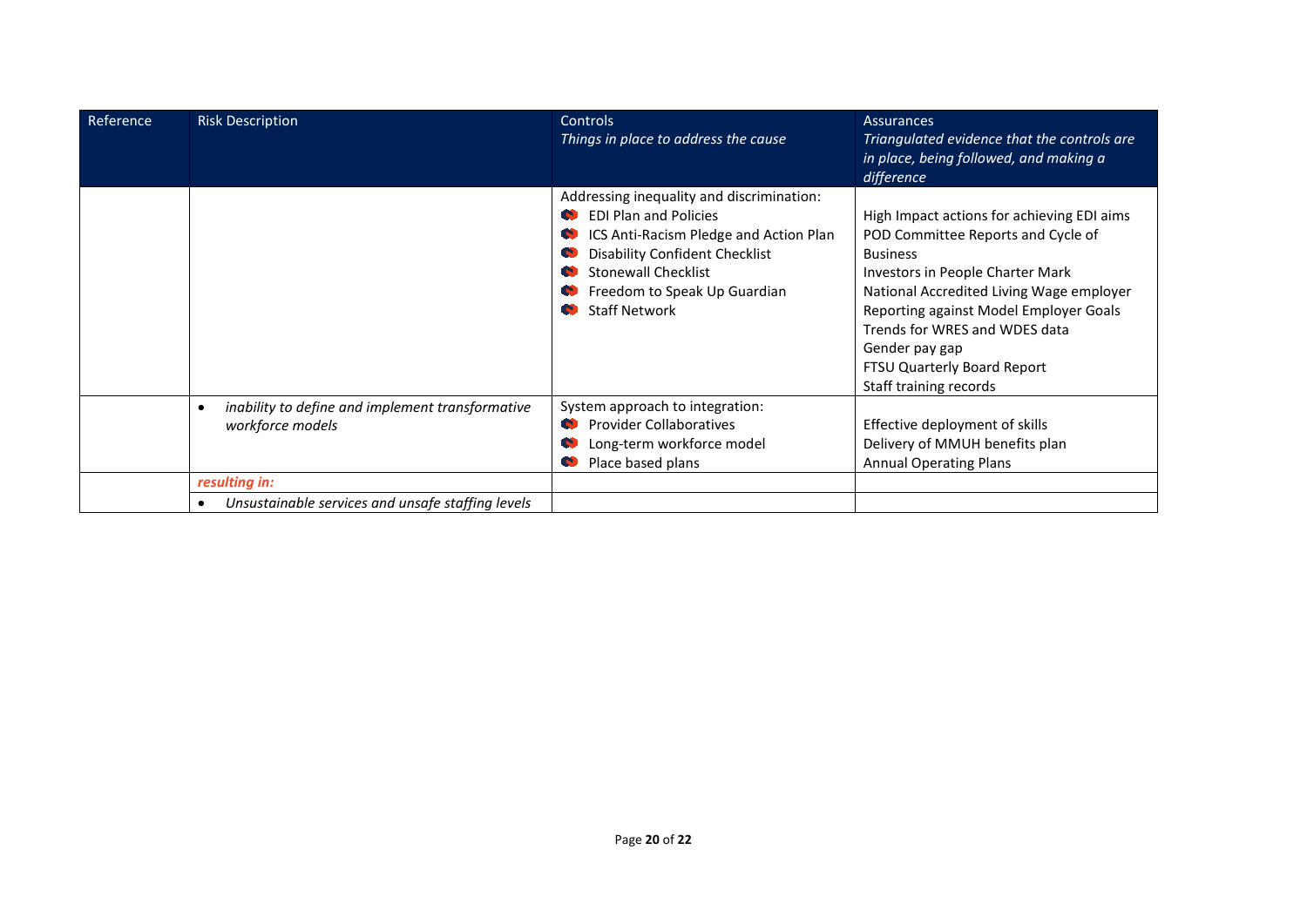| Reference | Risk Description | Controls<br>*Things in place to address the cause* | Assurances<br>*Triangulated evidence that the controls are in place, being followed, and making a difference* |
|---|---|---|---|
| | | Addressing inequality and discrimination:<br>- EDI Plan and Policies<br>- ICS Anti-Racism Pledge and Action Plan<br>- Disability Confident Checklist<br>- Stonewall Checklist<br>- Freedom to Speak Up Guardian<br>- Staff Network | High Impact actions for achieving EDI aims<br>POD Committee Reports and Cycle of Business<br>Investors in People Charter Mark<br>National Accredited Living Wage employer<br>Reporting against Model Employer Goals<br>Trends for WRES and WDES data<br>Gender pay gap<br>FTSU Quarterly Board Report<br>Staff training records |
| | - *inability to define and implement transformative workforce models* | System approach to integration:<br>- Provider Collaboratives<br>- Long-term workforce model<br>- Place based plans | Effective deployment of skills<br>Delivery of MMUH benefits plan<br>Annual Operating Plans |
| | ***resulting in:*** | | |
| | - *Unsustainable services and unsafe staffing levels* | | |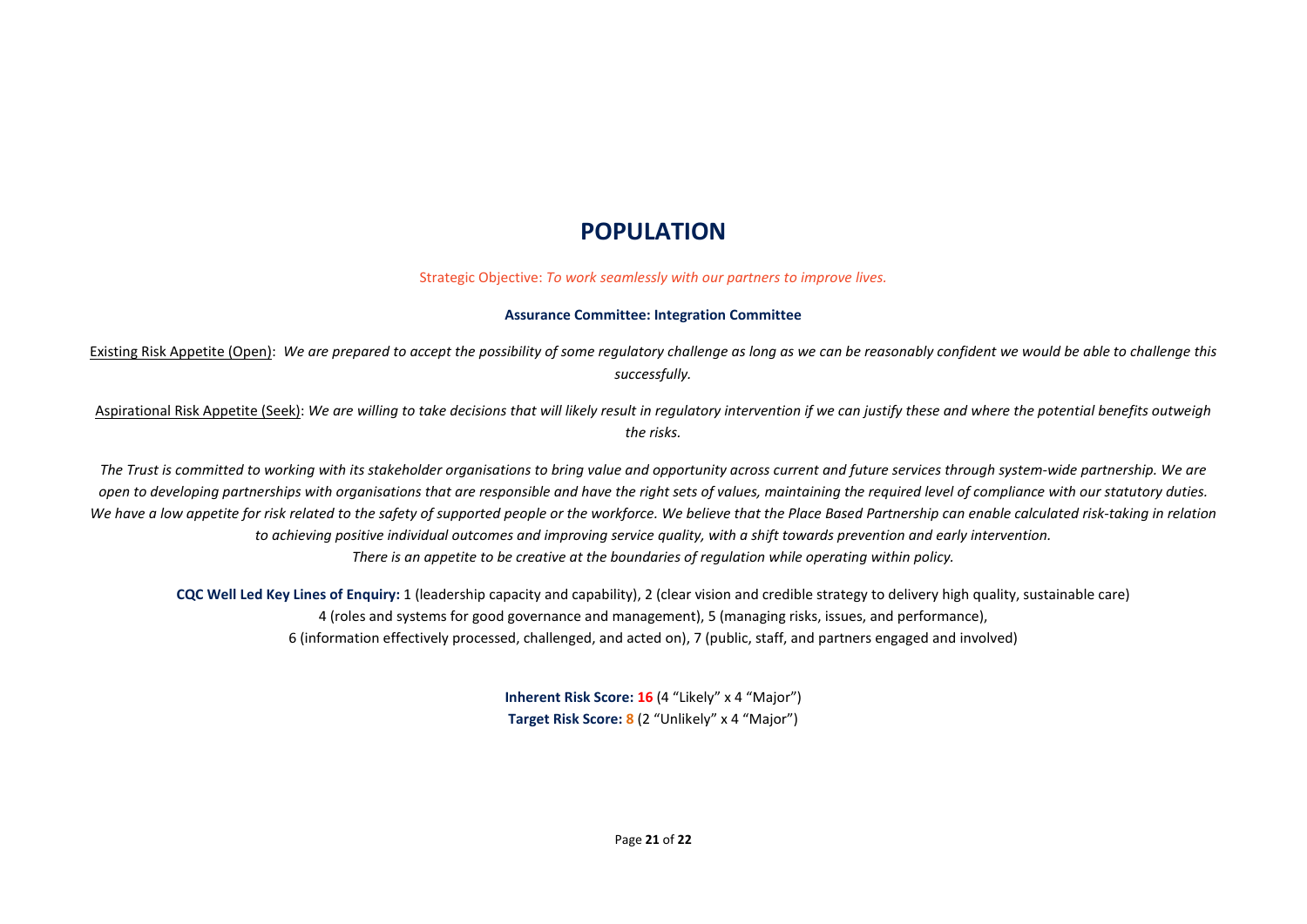# POPULATION

Strategic Objective: *To work seamlessly with our partners to improve lives.*

**Assurance Committee: Integration Committee**

Existing Risk Appetite (Open): *We are prepared to accept the possibility of some regulatory challenge as long as we can be reasonably confident we would be able to challenge this successfully.*

Aspirational Risk Appetite (Seek): *We are willing to take decisions that will likely result in regulatory intervention if we can justify these and where the potential benefits outweigh the risks.*

*The Trust is committed to working with its stakeholder organisations to bring value and opportunity across current and future services through system-wide partnership. We are open to developing partnerships with organisations that are responsible and have the right sets of values, maintaining the required level of compliance with our statutory duties. We have a low appetite for risk related to the safety of supported people or the workforce. We believe that the Place Based Partnership can enable calculated risk-taking in relation to achieving positive individual outcomes and improving service quality, with a shift towards prevention and early intervention. There is an appetite to be creative at the boundaries of regulation while operating within policy.*

**CQC Well Led Key Lines of Enquiry:** 1 (leadership capacity and capability), 2 (clear vision and credible strategy to delivery high quality, sustainable care) 4 (roles and systems for good governance and management), 5 (managing risks, issues, and performance), 6 (information effectively processed, challenged, and acted on), 7 (public, staff, and partners engaged and involved)

**Inherent Risk Score: 16** (4 "Likely" x 4 "Major")
**Target Risk Score: 8** (2 "Unlikely" x 4 "Major")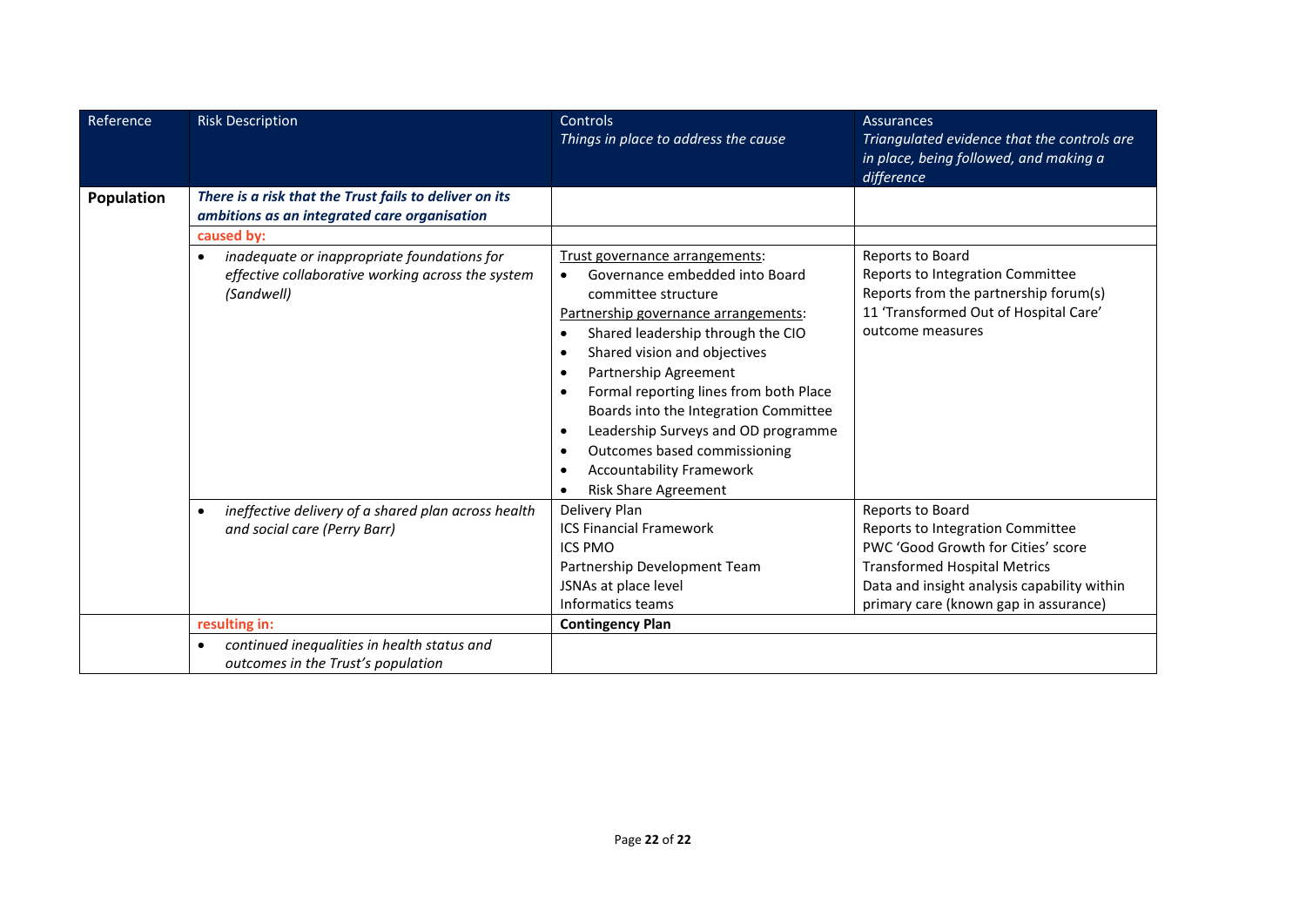| Reference | Risk Description | Controls<br>*Things in place to address the cause* | Assurances<br>*Triangulated evidence that the controls are in place, being followed, and making a difference* |
|---|---|---|---|
| **Population** | ***There is a risk that the Trust fails to deliver on its ambitions as an integrated care organisation*** | | |
| | **caused by:** | | |
| | • *inadequate or inappropriate foundations for effective collaborative working across the system (Sandwell)* | Trust governance arrangements:<br>• Governance embedded into Board committee structure<br>Partnership governance arrangements:<br>• Shared leadership through the CIO<br>• Shared vision and objectives<br>• Partnership Agreement<br>• Formal reporting lines from both Place Boards into the Integration Committee<br>• Leadership Surveys and OD programme<br>• Outcomes based commissioning<br>• Accountability Framework<br>• Risk Share Agreement | Reports to Board<br>Reports to Integration Committee<br>Reports from the partnership forum(s)<br>11 'Transformed Out of Hospital Care' outcome measures |
| | • *ineffective delivery of a shared plan across health and social care (Perry Barr)* | Delivery Plan<br>ICS Financial Framework<br>ICS PMO<br>Partnership Development Team<br>JSNAs at place level<br>Informatics teams | Reports to Board<br>Reports to Integration Committee<br>PWC 'Good Growth for Cities' score<br>Transformed Hospital Metrics<br>Data and insight analysis capability within primary care (known gap in assurance) |
| | **resulting in:** | **Contingency Plan** | |
| | • *continued inequalities in health status and outcomes in the Trust's population* | | |